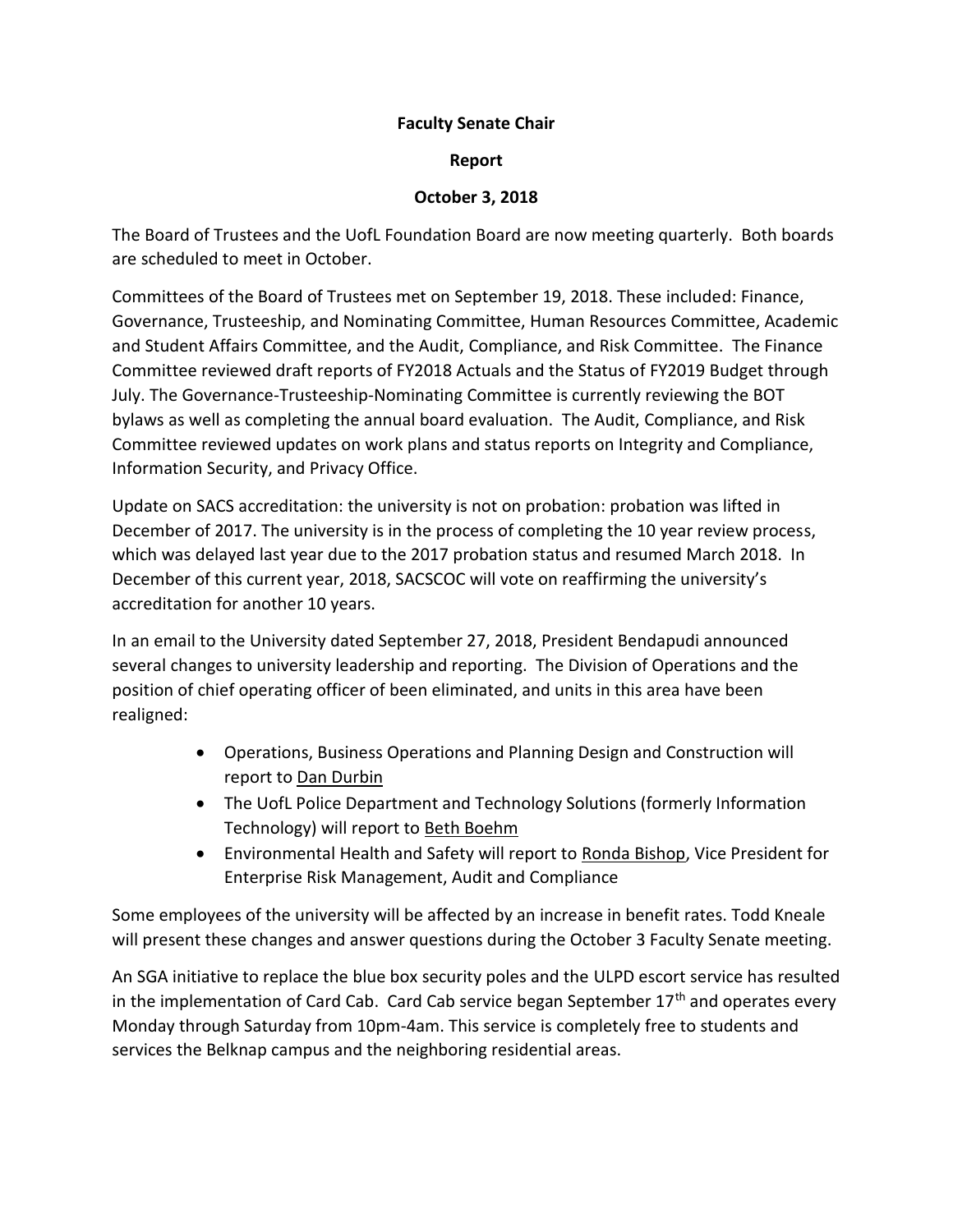**Faculty Senate Chair**

**Report**

**October 3, 2018**

The Board of Trustees and the UofL Foundation Board are now meeting quarterly. Both boards are scheduled to meet in October.

Committees of the Board of Trustees met on September 19, 2018. These included: Finance, Governance, Trusteeship, and Nominating Committee, Human Resources Committee, Academic and Student Affairs Committee, and the Audit, Compliance, and Risk Committee. The Finance Committee reviewed draft reports of FY2018 Actuals and the Status of FY2019 Budget through July. The Governance-Trusteeship-Nominating Committee is currently reviewing the BOT bylaws as well as completing the annual board evaluation. The Audit, Compliance, and Risk Committee reviewed updates on work plans and status reports on Integrity and Compliance, Information Security, and Privacy Office.

Update on SACS accreditation: the university is not on probation: probation was lifted in December of 2017. The university is in the process of completing the 10 year review process, which was delayed last year due to the 2017 probation status and resumed March 2018. In December of this current year, 2018, SACSCOC will vote on reaffirming the university's accreditation for another 10 years.

In an email to the University dated September 27, 2018, President Bendapudi announced several changes to university leadership and reporting. The Division of Operations and the position of chief operating officer of been eliminated, and units in this area have been realigned:

- Operations, Business Operations and Planning Design and Construction will report to Dan Durbin
- The UofL Police Department and Technology Solutions (formerly Information Technology) will report to Beth Boehm
- Environmental Health and Safety will report to Ronda Bishop, Vice President for Enterprise Risk Management, Audit and Compliance

Some employees of the university will be affected by an increase in benefit rates. Todd Kneale will present these changes and answer questions during the October 3 Faculty Senate meeting.

An SGA initiative to replace the blue box security poles and the ULPD escort service has resulted in the implementation of Card Cab. Card Cab service began September 17th and operates every Monday through Saturday from 10pm-4am. This service is completely free to students and services the Belknap campus and the neighboring residential areas.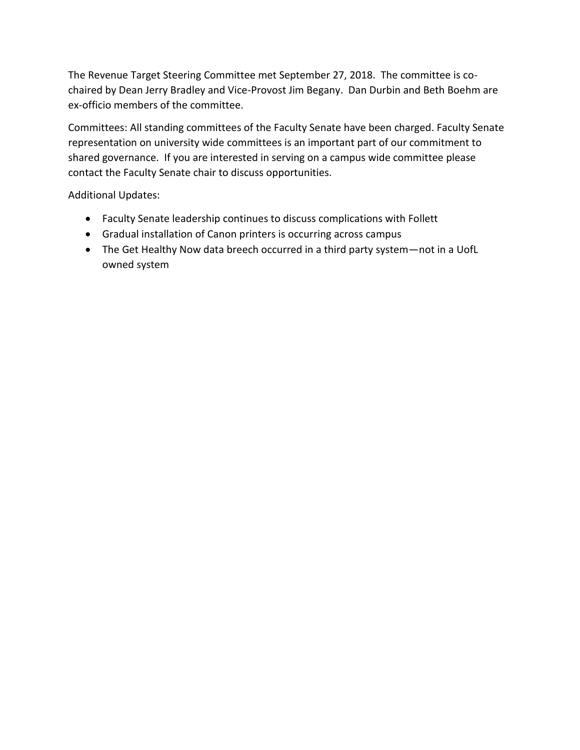The Revenue Target Steering Committee met September 27, 2018. The committee is co-chaired by Dean Jerry Bradley and Vice-Provost Jim Begany. Dan Durbin and Beth Boehm are ex-officio members of the committee.

Committees: All standing committees of the Faculty Senate have been charged. Faculty Senate representation on university wide committees is an important part of our commitment to shared governance. If you are interested in serving on a campus wide committee please contact the Faculty Senate chair to discuss opportunities.

Additional Updates:

- Faculty Senate leadership continues to discuss complications with Follett
- Gradual installation of Canon printers is occurring across campus
- The Get Healthy Now data breech occurred in a third party system—not in a UofL owned system